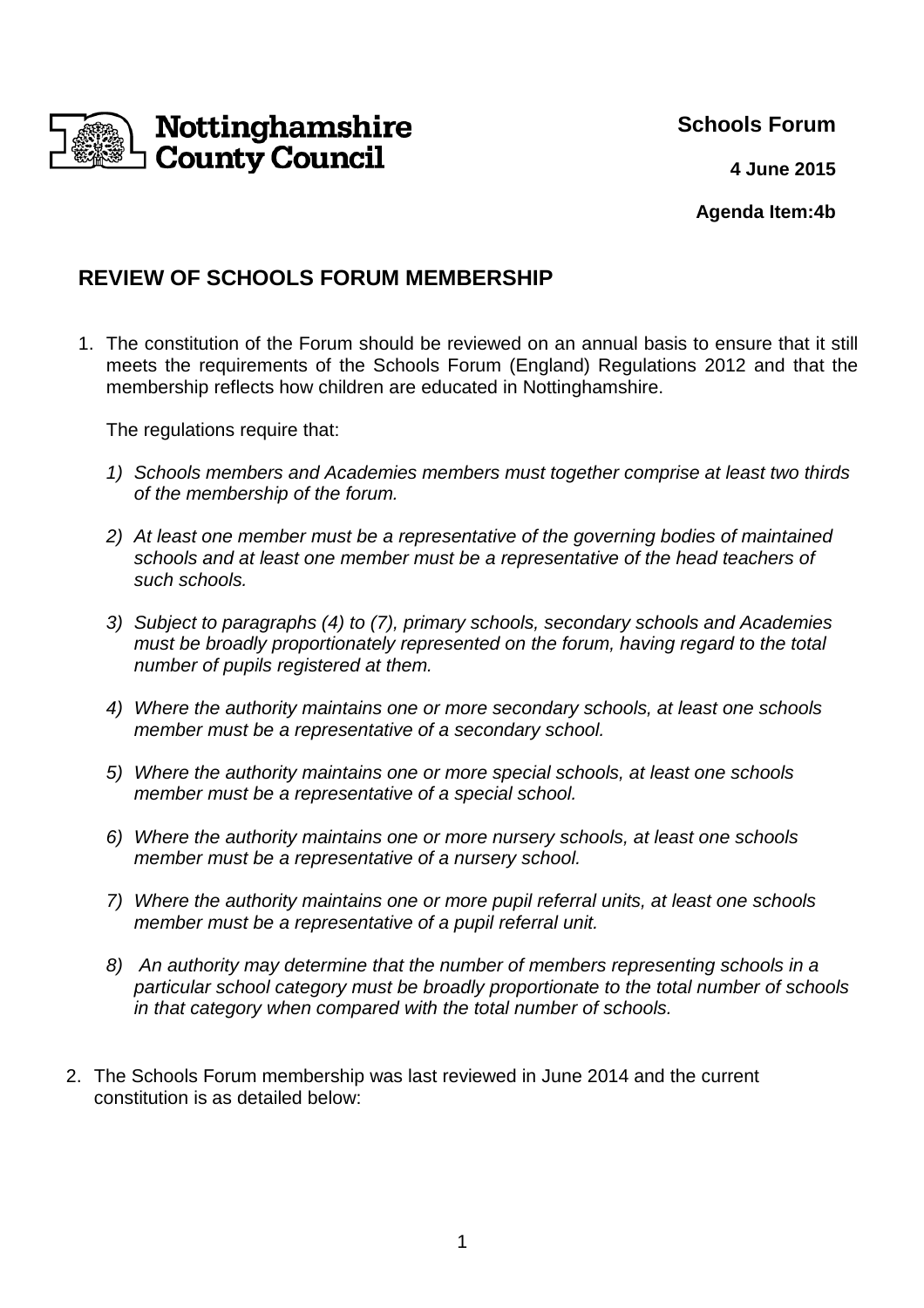Nottinghamshire County Council

**Schools Forum**

**4 June 2015**

**Agenda Item:4b**

## REVIEW OF SCHOOLS FORUM MEMBERSHIP

1. The constitution of the Forum should be reviewed on an annual basis to ensure that it still meets the requirements of the Schools Forum (England) Regulations 2012 and that the membership reflects how children are educated in Nottinghamshire.

   The regulations require that:

   1) *Schools members and Academies members must together comprise at least two thirds of the membership of the forum.*

   2) *At least one member must be a representative of the governing bodies of maintained schools and at least one member must be a representative of the head teachers of such schools.*

   3) *Subject to paragraphs (4) to (7), primary schools, secondary schools and Academies must be broadly proportionately represented on the forum, having regard to the total number of pupils registered at them.*

   4) *Where the authority maintains one or more secondary schools, at least one schools member must be a representative of a secondary school.*

   5) *Where the authority maintains one or more special schools, at least one schools member must be a representative of a special school.*

   6) *Where the authority maintains one or more nursery schools, at least one schools member must be a representative of a nursery school.*

   7) *Where the authority maintains one or more pupil referral units, at least one schools member must be a representative of a pupil referral unit.*

   8) *An authority may determine that the number of members representing schools in a particular school category must be broadly proportionate to the total number of schools in that category when compared with the total number of schools.*

2. The Schools Forum membership was last reviewed in June 2014 and the current constitution is as detailed below: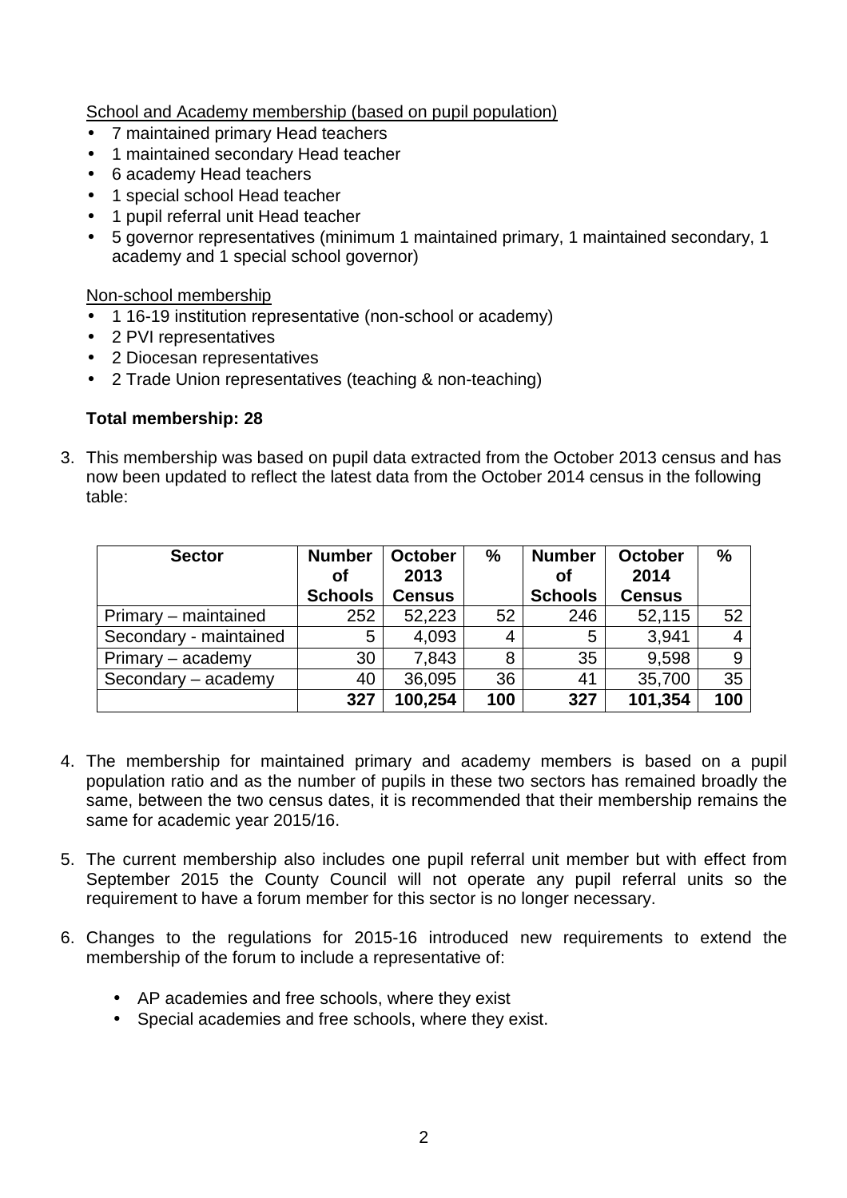School and Academy membership (based on pupil population)

- 7 maintained primary Head teachers
- 1 maintained secondary Head teacher
- 6 academy Head teachers
- 1 special school Head teacher
- 1 pupil referral unit Head teacher
- 5 governor representatives (minimum 1 maintained primary, 1 maintained secondary, 1 academy and 1 special school governor)

Non-school membership

- 1 16-19 institution representative (non-school or academy)
- 2 PVI representatives
- 2 Diocesan representatives
- 2 Trade Union representatives (teaching & non-teaching)

**Total membership: 28**

3. This membership was based on pupil data extracted from the October 2013 census and has now been updated to reflect the latest data from the October 2014 census in the following table:

| Sector | Number of Schools | October 2013 Census | % | Number of Schools | October 2014 Census | % |
|---|---|---|---|---|---|---|
| Primary – maintained | 252 | 52,223 | 52 | 246 | 52,115 | 52 |
| Secondary - maintained | 5 | 4,093 | 4 | 5 | 3,941 | 4 |
| Primary – academy | 30 | 7,843 | 8 | 35 | 9,598 | 9 |
| Secondary – academy | 40 | 36,095 | 36 | 41 | 35,700 | 35 |
| | **327** | **100,254** | **100** | **327** | **101,354** | **100** |

4. The membership for maintained primary and academy members is based on a pupil population ratio and as the number of pupils in these two sectors has remained broadly the same, between the two census dates, it is recommended that their membership remains the same for academic year 2015/16.

5. The current membership also includes one pupil referral unit member but with effect from September 2015 the County Council will not operate any pupil referral units so the requirement to have a forum member for this sector is no longer necessary.

6. Changes to the regulations for 2015-16 introduced new requirements to extend the membership of the forum to include a representative of:

   - AP academies and free schools, where they exist
   - Special academies and free schools, where they exist.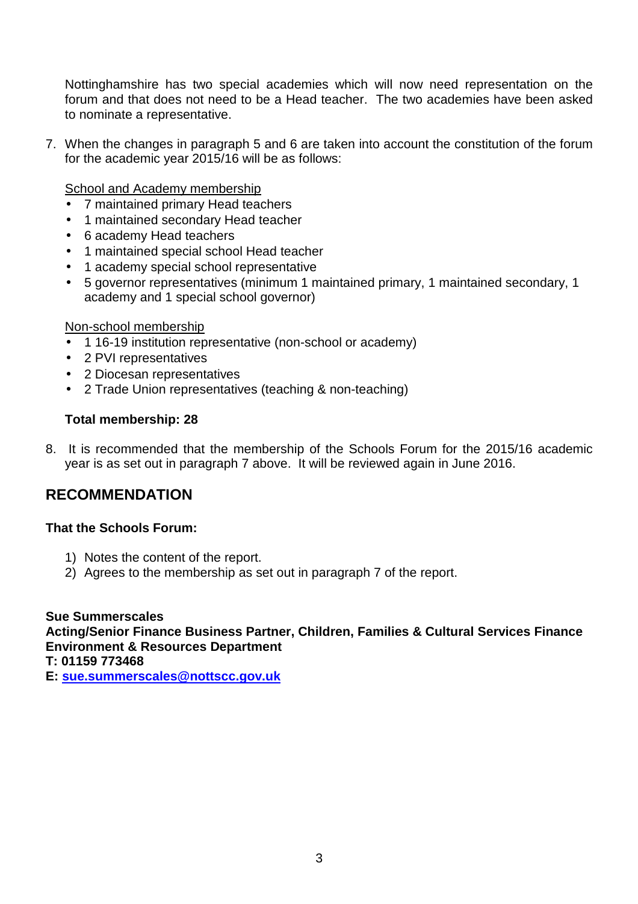Nottinghamshire has two special academies which will now need representation on the forum and that does not need to be a Head teacher. The two academies have been asked to nominate a representative.

7. When the changes in paragraph 5 and 6 are taken into account the constitution of the forum for the academic year 2015/16 will be as follows:

   <u>School and Academy membership</u>
   - 7 maintained primary Head teachers
   - 1 maintained secondary Head teacher
   - 6 academy Head teachers
   - 1 maintained special school Head teacher
   - 1 academy special school representative
   - 5 governor representatives (minimum 1 maintained primary, 1 maintained secondary, 1 academy and 1 special school governor)

   <u>Non-school membership</u>
   - 1 16-19 institution representative (non-school or academy)
   - 2 PVI representatives
   - 2 Diocesan representatives
   - 2 Trade Union representatives (teaching & non-teaching)

   **Total membership: 28**

8. It is recommended that the membership of the Schools Forum for the 2015/16 academic year is as set out in paragraph 7 above. It will be reviewed again in June 2016.

## RECOMMENDATION

**That the Schools Forum:**

1) Notes the content of the report.
2) Agrees to the membership as set out in paragraph 7 of the report.

**Sue Summerscales**
**Acting/Senior Finance Business Partner, Children, Families & Cultural Services Finance**
**Environment & Resources Department**
**T: 01159 773468**
**E: sue.summerscales@nottscc.gov.uk**